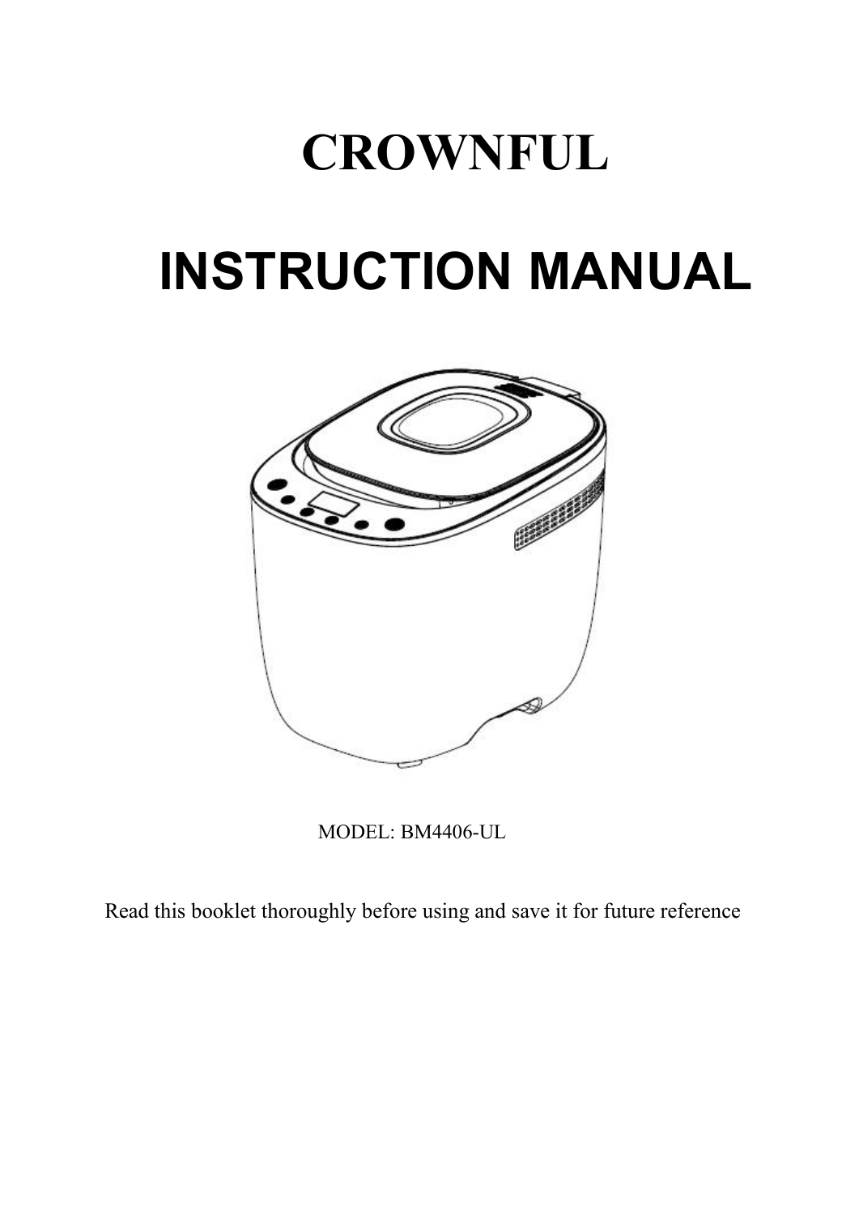# CROWNFUL

# INSTRUCTION MANUAL

MODEL: BM4406-UL

Read this booklet thoroughly before using and save it for future reference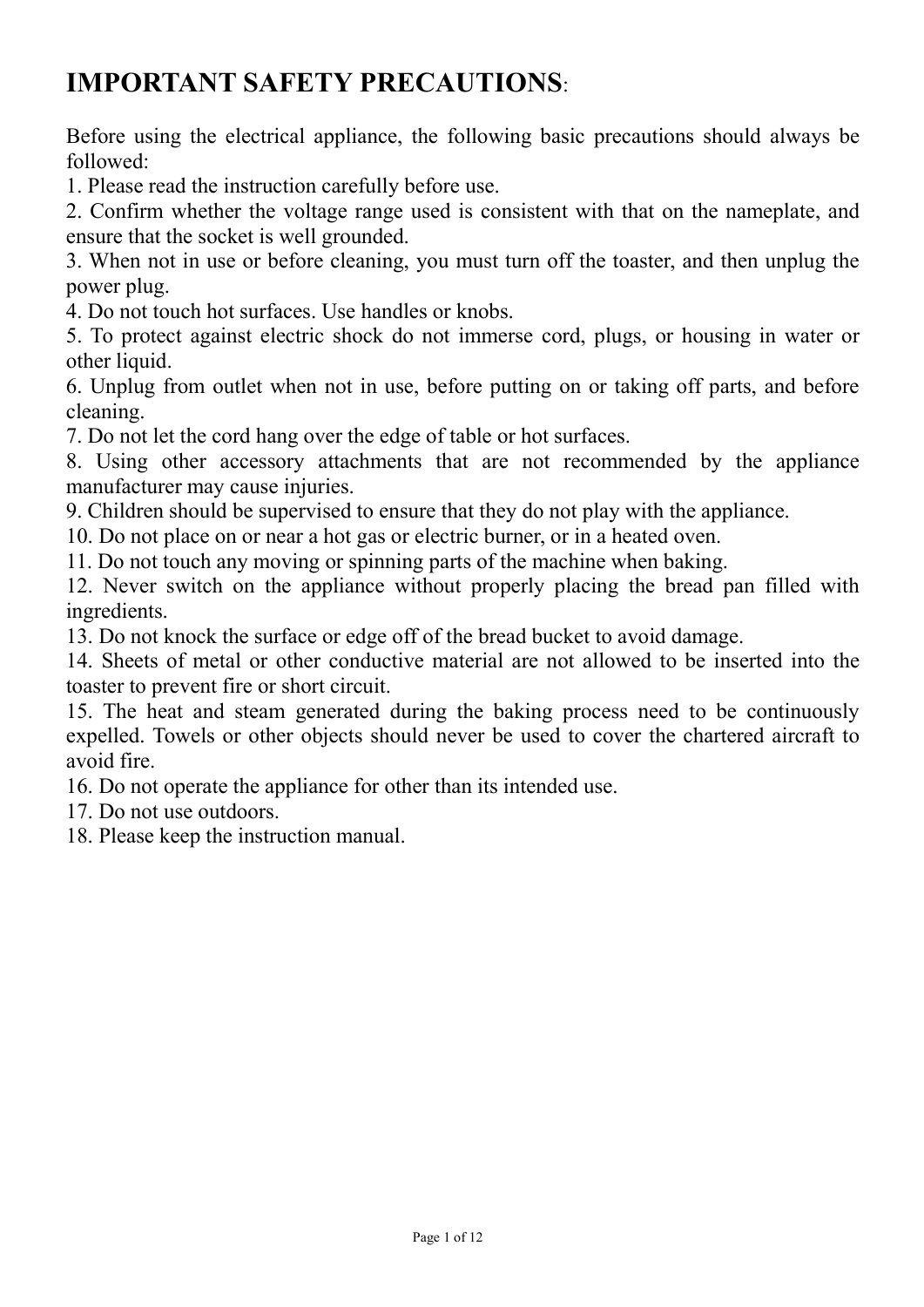# IMPORTANT SAFETY PRECAUTIONS:

Before using the electrical appliance, the following basic precautions should always be followed:

1. Please read the instruction carefully before use.
2. Confirm whether the voltage range used is consistent with that on the nameplate, and ensure that the socket is well grounded.
3. When not in use or before cleaning, you must turn off the toaster, and then unplug the power plug.
4. Do not touch hot surfaces. Use handles or knobs.
5. To protect against electric shock do not immerse cord, plugs, or housing in water or other liquid.
6. Unplug from outlet when not in use, before putting on or taking off parts, and before cleaning.
7. Do not let the cord hang over the edge of table or hot surfaces.
8. Using other accessory attachments that are not recommended by the appliance manufacturer may cause injuries.
9. Children should be supervised to ensure that they do not play with the appliance.
10. Do not place on or near a hot gas or electric burner, or in a heated oven.
11. Do not touch any moving or spinning parts of the machine when baking.
12. Never switch on the appliance without properly placing the bread pan filled with ingredients.
13. Do not knock the surface or edge off of the bread bucket to avoid damage.
14. Sheets of metal or other conductive material are not allowed to be inserted into the toaster to prevent fire or short circuit.
15. The heat and steam generated during the baking process need to be continuously expelled. Towels or other objects should never be used to cover the chartered aircraft to avoid fire.
16. Do not operate the appliance for other than its intended use.
17. Do not use outdoors.
18. Please keep the instruction manual.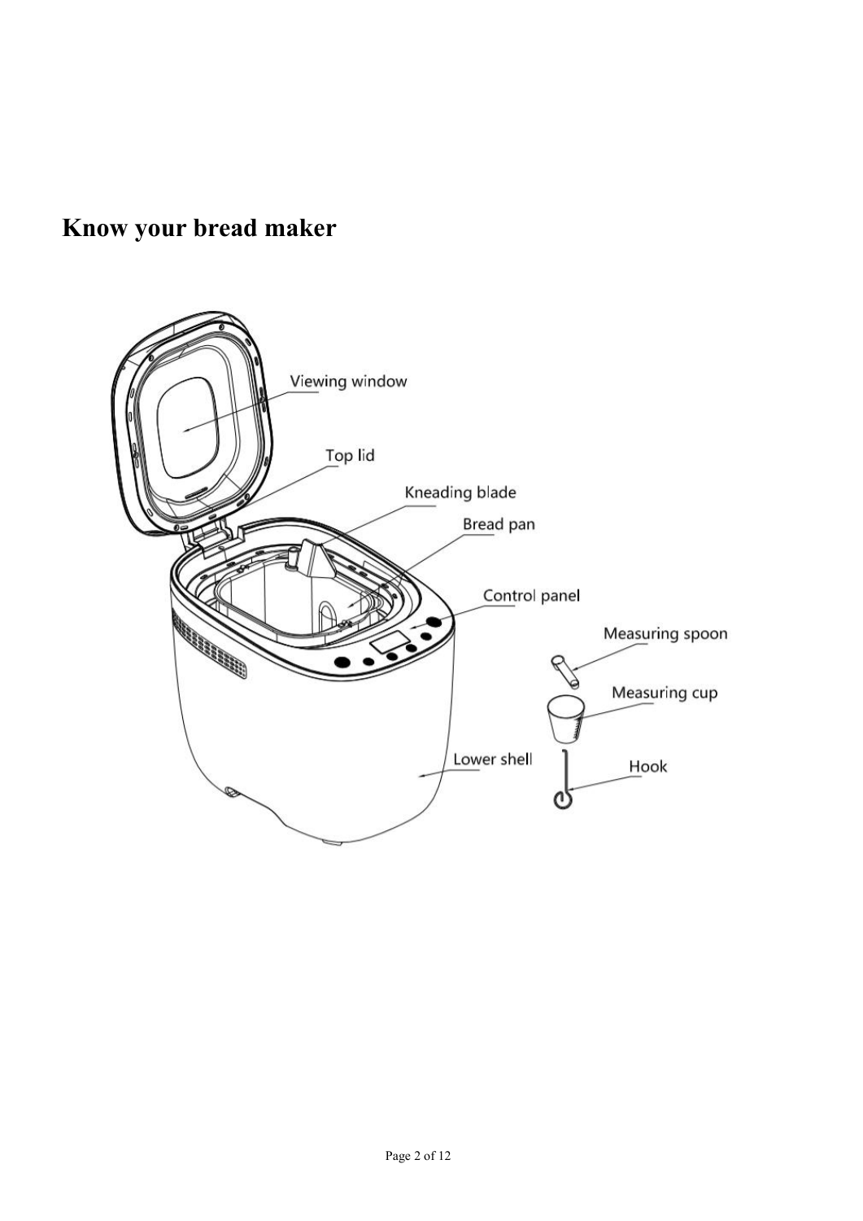# Know your bread maker

Viewing window

Top lid

Kneading blade

Bread pan

Control panel

Measuring spoon

Measuring cup

Lower shell

Hook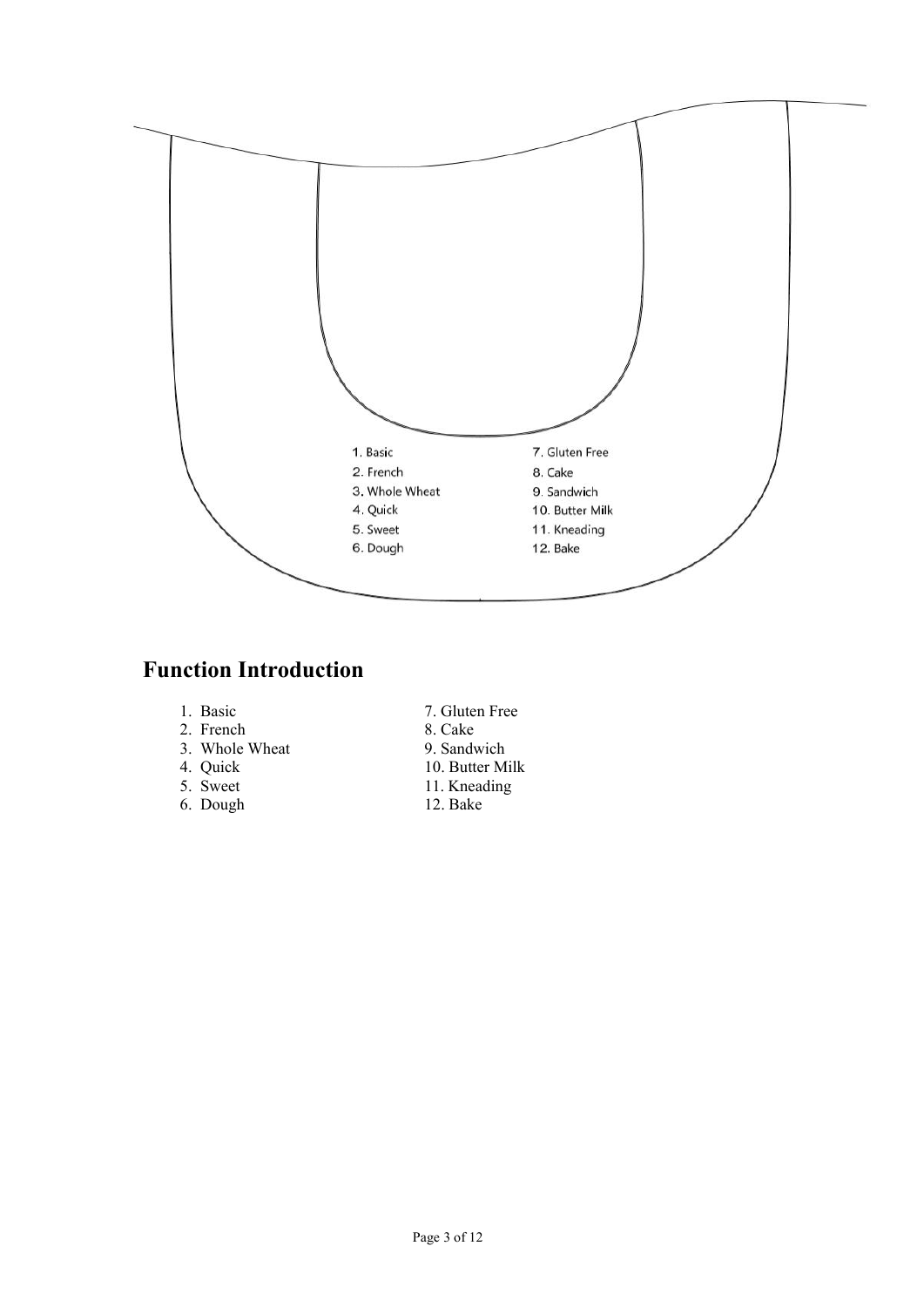1. Basic
2. French
3. Whole Wheat
4. Quick
5. Sweet
6. Dough
7. Gluten Free
8. Cake
9. Sandwich
10. Butter Milk
11. Kneading
12. Bake

## Function Introduction

1. Basic
2. French
3. Whole Wheat
4. Quick
5. Sweet
6. Dough
7. Gluten Free
8. Cake
9. Sandwich
10. Butter Milk
11. Kneading
12. Bake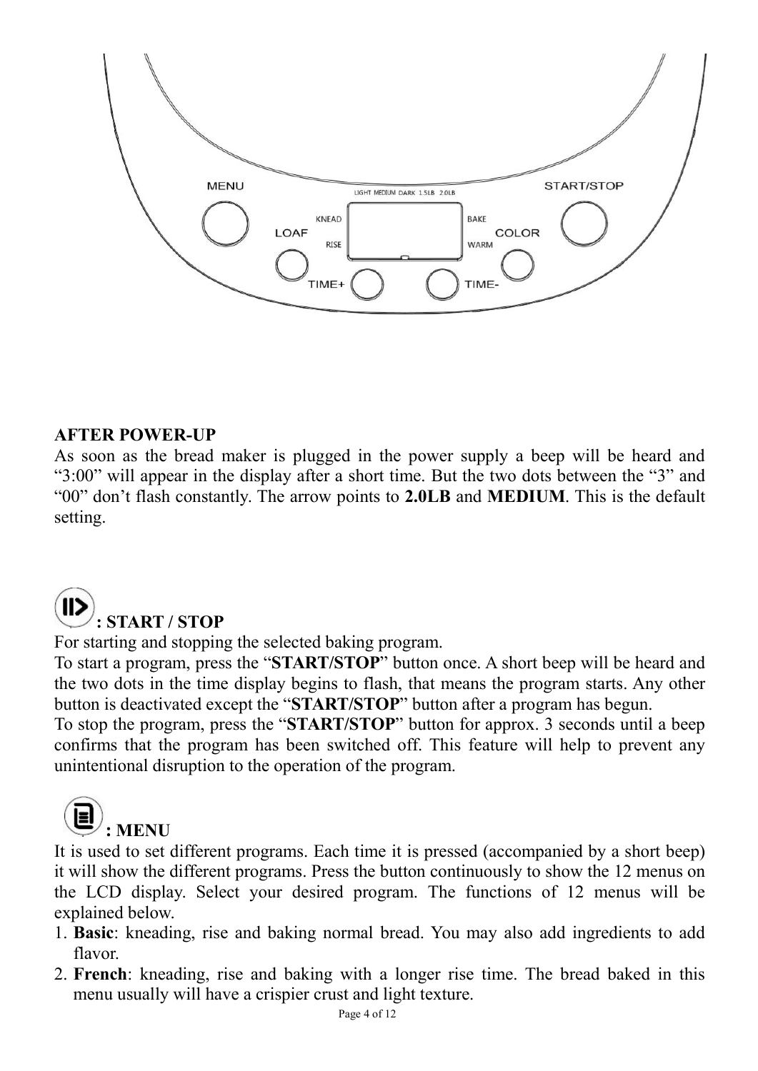MENU LOAF KNEAD RISE LIGHT MEDIUM DARK 1.5LB 2.0LB BAKE WARM COLOR START/STOP TIME+ TIME-

**AFTER POWER-UP**

As soon as the bread maker is plugged in the power supply a beep will be heard and "3:00" will appear in the display after a short time. But the two dots between the "3" and "00" don't flash constantly. The arrow points to **2.0LB** and **MEDIUM**. This is the default setting.

**: START / STOP**

For starting and stopping the selected baking program.

To start a program, press the "**START/STOP**" button once. A short beep will be heard and the two dots in the time display begins to flash, that means the program starts. Any other button is deactivated except the "**START/STOP**" button after a program has begun.

To stop the program, press the "**START/STOP**" button for approx. 3 seconds until a beep confirms that the program has been switched off. This feature will help to prevent any unintentional disruption to the operation of the program.

**: MENU**

It is used to set different programs. Each time it is pressed (accompanied by a short beep) it will show the different programs. Press the button continuously to show the 12 menus on the LCD display. Select your desired program. The functions of 12 menus will be explained below.

1. **Basic**: kneading, rise and baking normal bread. You may also add ingredients to add flavor.
2. **French**: kneading, rise and baking with a longer rise time. The bread baked in this menu usually will have a crispier crust and light texture.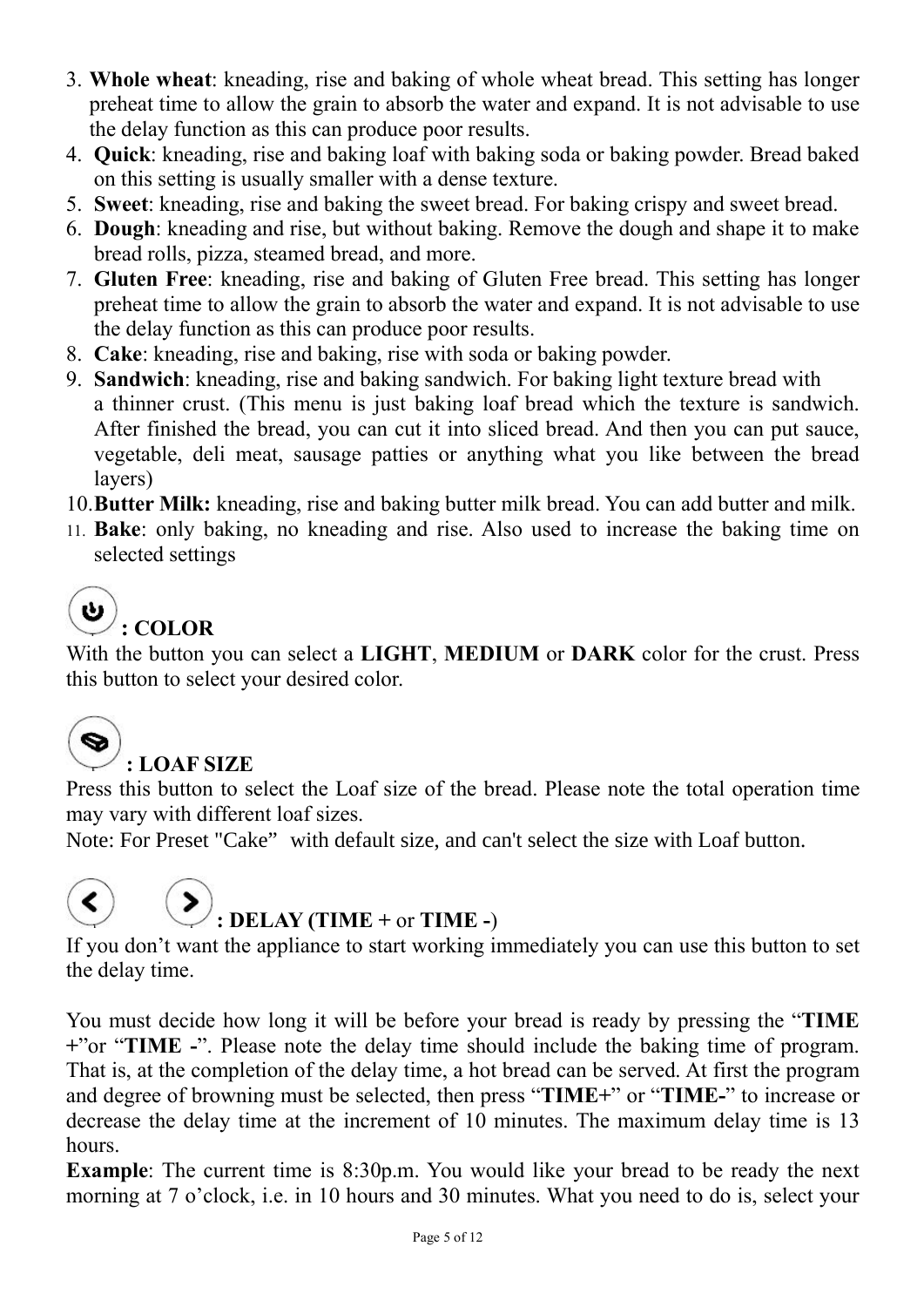3. **Whole wheat**: kneading, rise and baking of whole wheat bread. This setting has longer preheat time to allow the grain to absorb the water and expand. It is not advisable to use the delay function as this can produce poor results.
4. **Quick**: kneading, rise and baking loaf with baking soda or baking powder. Bread baked on this setting is usually smaller with a dense texture.
5. **Sweet**: kneading, rise and baking the sweet bread. For baking crispy and sweet bread.
6. **Dough**: kneading and rise, but without baking. Remove the dough and shape it to make bread rolls, pizza, steamed bread, and more.
7. **Gluten Free**: kneading, rise and baking of Gluten Free bread. This setting has longer preheat time to allow the grain to absorb the water and expand. It is not advisable to use the delay function as this can produce poor results.
8. **Cake**: kneading, rise and baking, rise with soda or baking powder.
9. **Sandwich**: kneading, rise and baking sandwich. For baking light texture bread with a thinner crust. (This menu is just baking loaf bread which the texture is sandwich. After finished the bread, you can cut it into sliced bread. And then you can put sauce, vegetable, deli meat, sausage patties or anything what you like between the bread layers)
10. **Butter Milk:** kneading, rise and baking butter milk bread. You can add butter and milk.
11. **Bake**: only baking, no kneading and rise. Also used to increase the baking time on selected settings

**: COLOR**

With the button you can select a **LIGHT**, **MEDIUM** or **DARK** color for the crust. Press this button to select your desired color.

**: LOAF SIZE**

Press this button to select the Loaf size of the bread. Please note the total operation time may vary with different loaf sizes.

Note: For Preset "Cake" with default size, and can't select the size with Loaf button.

**: DELAY (TIME +** or **TIME -**)

If you don't want the appliance to start working immediately you can use this button to set the delay time.

You must decide how long it will be before your bread is ready by pressing the "**TIME +**"or "**TIME -**". Please note the delay time should include the baking time of program. That is, at the completion of the delay time, a hot bread can be served. At first the program and degree of browning must be selected, then press "**TIME+**" or "**TIME-**" to increase or decrease the delay time at the increment of 10 minutes. The maximum delay time is 13 hours.

**Example**: The current time is 8:30p.m. You would like your bread to be ready the next morning at 7 o'clock, i.e. in 10 hours and 30 minutes. What you need to do is, select your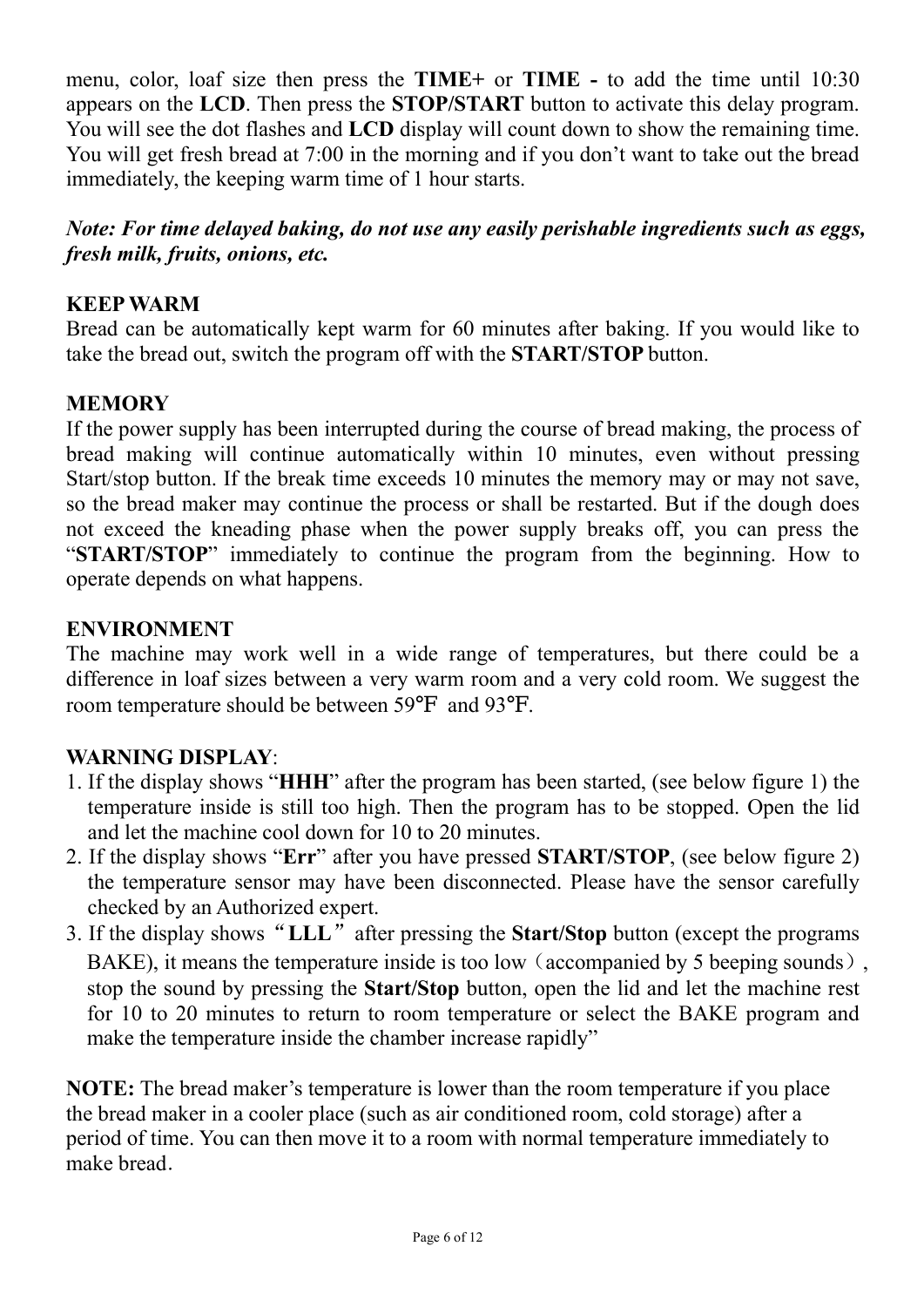menu, color, loaf size then press the **TIME+** or **TIME -** to add the time until 10:30 appears on the **LCD**. Then press the **STOP/START** button to activate this delay program. You will see the dot flashes and **LCD** display will count down to show the remaining time. You will get fresh bread at 7:00 in the morning and if you don't want to take out the bread immediately, the keeping warm time of 1 hour starts.

***Note: For time delayed baking, do not use any easily perishable ingredients such as eggs, fresh milk, fruits, onions, etc.***

**KEEP WARM**

Bread can be automatically kept warm for 60 minutes after baking. If you would like to take the bread out, switch the program off with the **START/STOP** button.

**MEMORY**

If the power supply has been interrupted during the course of bread making, the process of bread making will continue automatically within 10 minutes, even without pressing Start/stop button. If the break time exceeds 10 minutes the memory may or may not save, so the bread maker may continue the process or shall be restarted. But if the dough does not exceed the kneading phase when the power supply breaks off, you can press the "**START/STOP**" immediately to continue the program from the beginning. How to operate depends on what happens.

**ENVIRONMENT**

The machine may work well in a wide range of temperatures, but there could be a difference in loaf sizes between a very warm room and a very cold room. We suggest the room temperature should be between 59℉ and 93℉.

**WARNING DISPLAY**:

1. If the display shows "**HHH**" after the program has been started, (see below figure 1) the temperature inside is still too high. Then the program has to be stopped. Open the lid and let the machine cool down for 10 to 20 minutes.
2. If the display shows "**Err**" after you have pressed **START/STOP**, (see below figure 2) the temperature sensor may have been disconnected. Please have the sensor carefully checked by an Authorized expert.
3. If the display shows "**LLL**" after pressing the **Start/Stop** button (except the programs BAKE), it means the temperature inside is too low（accompanied by 5 beeping sounds）, stop the sound by pressing the **Start/Stop** button, open the lid and let the machine rest for 10 to 20 minutes to return to room temperature or select the BAKE program and make the temperature inside the chamber increase rapidly"

**NOTE:** The bread maker's temperature is lower than the room temperature if you place the bread maker in a cooler place (such as air conditioned room, cold storage) after a period of time. You can then move it to a room with normal temperature immediately to make bread.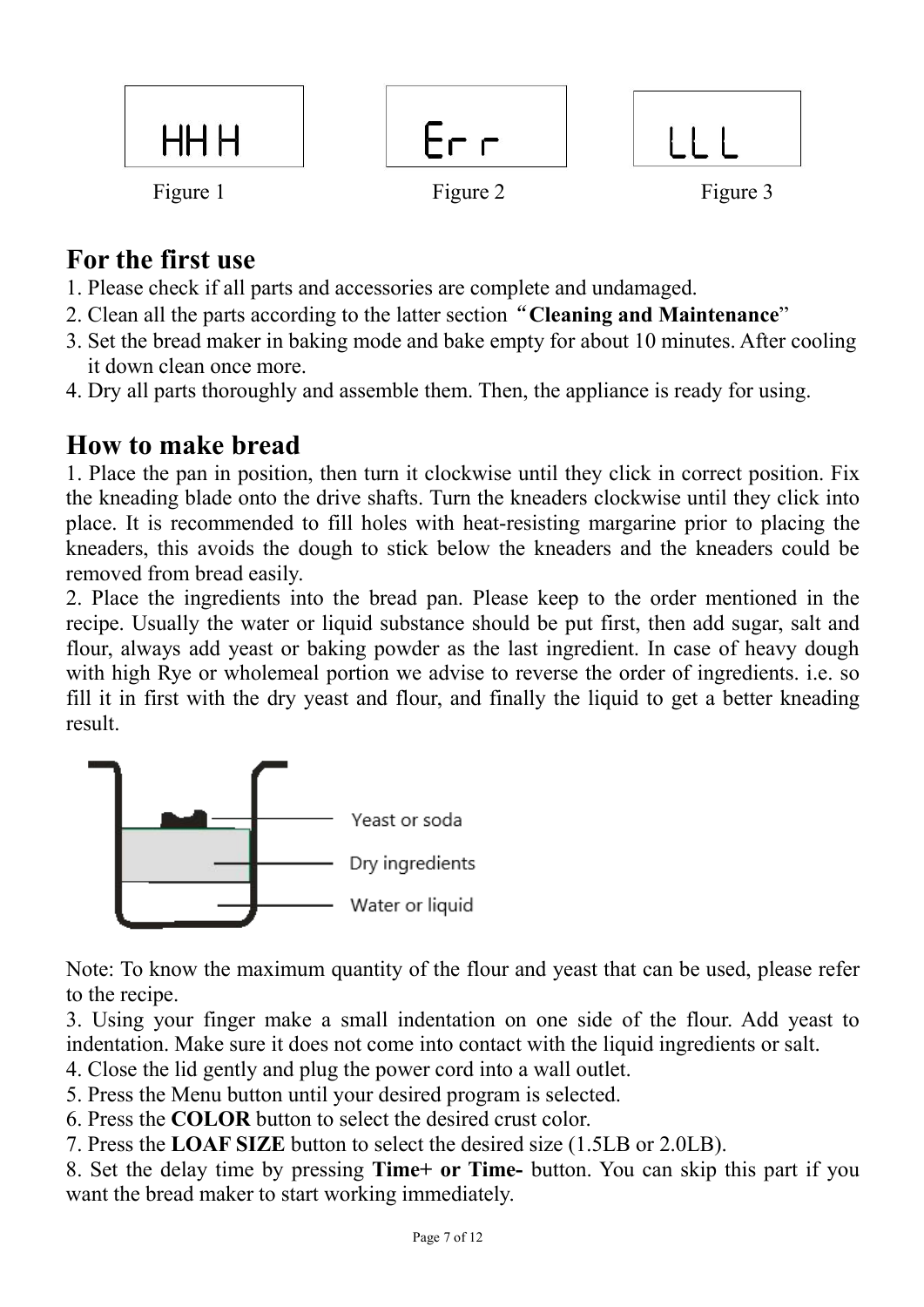HHH	Err	LLL

Figure 1	Figure 2	Figure 3

## For the first use

1. Please check if all parts and accessories are complete and undamaged.
2. Clean all the parts according to the latter section "**Cleaning and Maintenance**"
3. Set the bread maker in baking mode and bake empty for about 10 minutes. After cooling it down clean once more.
4. Dry all parts thoroughly and assemble them. Then, the appliance is ready for using.

## How to make bread

1. Place the pan in position, then turn it clockwise until they click in correct position. Fix the kneading blade onto the drive shafts. Turn the kneaders clockwise until they click into place. It is recommended to fill holes with heat-resisting margarine prior to placing the kneaders, this avoids the dough to stick below the kneaders and the kneaders could be removed from bread easily.
2. Place the ingredients into the bread pan. Please keep to the order mentioned in the recipe. Usually the water or liquid substance should be put first, then add sugar, salt and flour, always add yeast or baking powder as the last ingredient. In case of heavy dough with high Rye or wholemeal portion we advise to reverse the order of ingredients. i.e. so fill it in first with the dry yeast and flour, and finally the liquid to get a better kneading result.

Yeast or soda
Dry ingredients
Water or liquid

Note: To know the maximum quantity of the flour and yeast that can be used, please refer to the recipe.

3. Using your finger make a small indentation on one side of the flour. Add yeast to indentation. Make sure it does not come into contact with the liquid ingredients or salt.
4. Close the lid gently and plug the power cord into a wall outlet.
5. Press the Menu button until your desired program is selected.
6. Press the **COLOR** button to select the desired crust color.
7. Press the **LOAF SIZE** button to select the desired size (1.5LB or 2.0LB).
8. Set the delay time by pressing **Time+ or Time-** button. You can skip this part if you want the bread maker to start working immediately.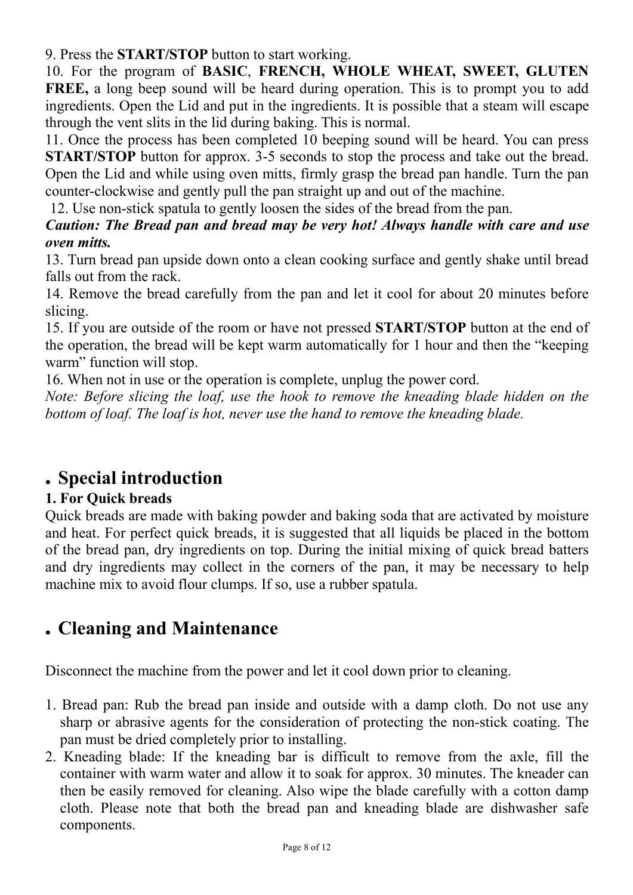9. Press the **START/STOP** button to start working.

10. For the program of **BASIC**, **FRENCH, WHOLE WHEAT, SWEET, GLUTEN FREE,** a long beep sound will be heard during operation. This is to prompt you to add ingredients. Open the Lid and put in the ingredients. It is possible that a steam will escape through the vent slits in the lid during baking. This is normal.

11. Once the process has been completed 10 beeping sound will be heard. You can press **START/STOP** button for approx. 3-5 seconds to stop the process and take out the bread. Open the Lid and while using oven mitts, firmly grasp the bread pan handle. Turn the pan counter-clockwise and gently pull the pan straight up and out of the machine.

12. Use non-stick spatula to gently loosen the sides of the bread from the pan.

***Caution: The Bread pan and bread may be very hot! Always handle with care and use oven mitts.***

13. Turn bread pan upside down onto a clean cooking surface and gently shake until bread falls out from the rack.

14. Remove the bread carefully from the pan and let it cool for about 20 minutes before slicing.

15. If you are outside of the room or have not pressed **START/STOP** button at the end of the operation, the bread will be kept warm automatically for 1 hour and then the "keeping warm" function will stop.

16. When not in use or the operation is complete, unplug the power cord.

*Note: Before slicing the loaf, use the hook to remove the kneading blade hidden on the bottom of loaf. The loaf is hot, never use the hand to remove the kneading blade.*

## . Special introduction

**1. For Quick breads**

Quick breads are made with baking powder and baking soda that are activated by moisture and heat. For perfect quick breads, it is suggested that all liquids be placed in the bottom of the bread pan, dry ingredients on top. During the initial mixing of quick bread batters and dry ingredients may collect in the corners of the pan, it may be necessary to help machine mix to avoid flour clumps. If so, use a rubber spatula.

## . Cleaning and Maintenance

Disconnect the machine from the power and let it cool down prior to cleaning.

1. Bread pan: Rub the bread pan inside and outside with a damp cloth. Do not use any sharp or abrasive agents for the consideration of protecting the non-stick coating. The pan must be dried completely prior to installing.
2. Kneading blade: If the kneading bar is difficult to remove from the axle, fill the container with warm water and allow it to soak for approx. 30 minutes. The kneader can then be easily removed for cleaning. Also wipe the blade carefully with a cotton damp cloth. Please note that both the bread pan and kneading blade are dishwasher safe components.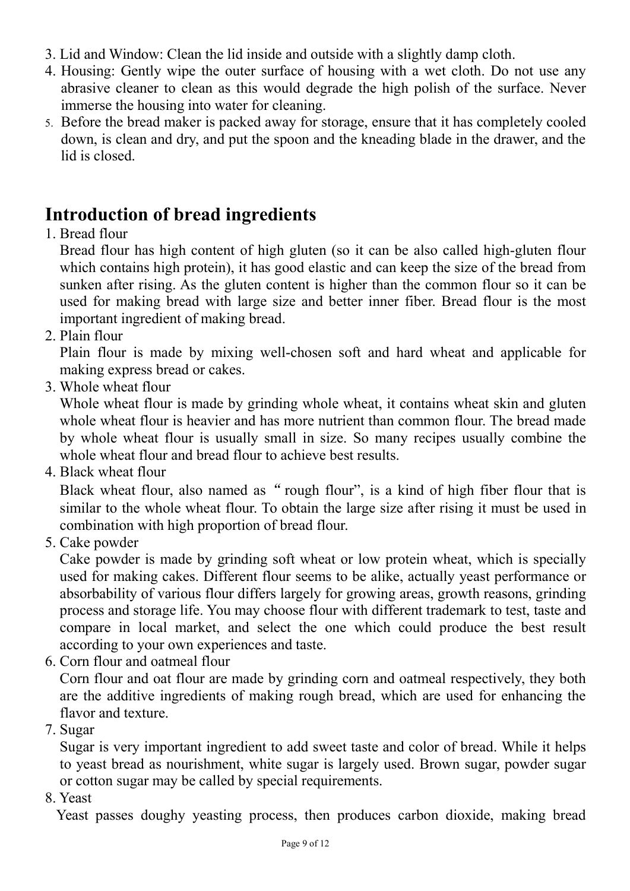3. Lid and Window: Clean the lid inside and outside with a slightly damp cloth.
4. Housing: Gently wipe the outer surface of housing with a wet cloth. Do not use any abrasive cleaner to clean as this would degrade the high polish of the surface. Never immerse the housing into water for cleaning.
5. Before the bread maker is packed away for storage, ensure that it has completely cooled down, is clean and dry, and put the spoon and the kneading blade in the drawer, and the lid is closed.

## Introduction of bread ingredients

1. Bread flour
   Bread flour has high content of high gluten (so it can be also called high-gluten flour which contains high protein), it has good elastic and can keep the size of the bread from sunken after rising. As the gluten content is higher than the common flour so it can be used for making bread with large size and better inner fiber. Bread flour is the most important ingredient of making bread.
2. Plain flour
   Plain flour is made by mixing well-chosen soft and hard wheat and applicable for making express bread or cakes.
3. Whole wheat flour
   Whole wheat flour is made by grinding whole wheat, it contains wheat skin and gluten whole wheat flour is heavier and has more nutrient than common flour. The bread made by whole wheat flour is usually small in size. So many recipes usually combine the whole wheat flour and bread flour to achieve best results.
4. Black wheat flour
   Black wheat flour, also named as "rough flour", is a kind of high fiber flour that is similar to the whole wheat flour. To obtain the large size after rising it must be used in combination with high proportion of bread flour.
5. Cake powder
   Cake powder is made by grinding soft wheat or low protein wheat, which is specially used for making cakes. Different flour seems to be alike, actually yeast performance or absorbability of various flour differs largely for growing areas, growth reasons, grinding process and storage life. You may choose flour with different trademark to test, taste and compare in local market, and select the one which could produce the best result according to your own experiences and taste.
6. Corn flour and oatmeal flour
   Corn flour and oat flour are made by grinding corn and oatmeal respectively, they both are the additive ingredients of making rough bread, which are used for enhancing the flavor and texture.
7. Sugar
   Sugar is very important ingredient to add sweet taste and color of bread. While it helps to yeast bread as nourishment, white sugar is largely used. Brown sugar, powder sugar or cotton sugar may be called by special requirements.
8. Yeast
   Yeast passes doughy yeasting process, then produces carbon dioxide, making bread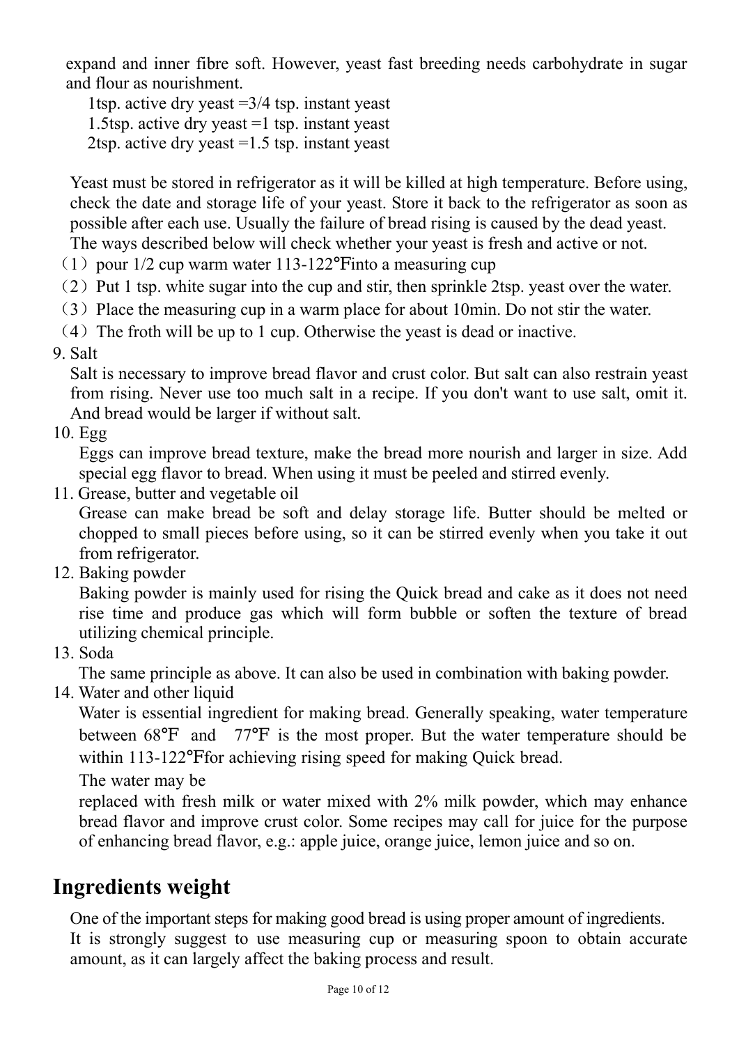expand and inner fibre soft. However, yeast fast breeding needs carbohydrate in sugar and flour as nourishment.

1tsp. active dry yeast =3/4 tsp. instant yeast
1.5tsp. active dry yeast =1 tsp. instant yeast
2tsp. active dry yeast =1.5 tsp. instant yeast

Yeast must be stored in refrigerator as it will be killed at high temperature. Before using, check the date and storage life of your yeast. Store it back to the refrigerator as soon as possible after each use. Usually the failure of bread rising is caused by the dead yeast. The ways described below will check whether your yeast is fresh and active or not.

（1）pour 1/2 cup warm water 113-122℉into a measuring cup
（2）Put 1 tsp. white sugar into the cup and stir, then sprinkle 2tsp. yeast over the water.
（3）Place the measuring cup in a warm place for about 10min. Do not stir the water.
（4）The froth will be up to 1 cup. Otherwise the yeast is dead or inactive.

9. Salt
Salt is necessary to improve bread flavor and crust color. But salt can also restrain yeast from rising. Never use too much salt in a recipe. If you don't want to use salt, omit it. And bread would be larger if without salt.

10. Egg
Eggs can improve bread texture, make the bread more nourish and larger in size. Add special egg flavor to bread. When using it must be peeled and stirred evenly.

11. Grease, butter and vegetable oil
Grease can make bread be soft and delay storage life. Butter should be melted or chopped to small pieces before using, so it can be stirred evenly when you take it out from refrigerator.

12. Baking powder
Baking powder is mainly used for rising the Quick bread and cake as it does not need rise time and produce gas which will form bubble or soften the texture of bread utilizing chemical principle.

13. Soda
The same principle as above. It can also be used in combination with baking powder.

14. Water and other liquid
Water is essential ingredient for making bread. Generally speaking, water temperature between 68℉ and 77℉ is the most proper. But the water temperature should be within 113-122℉for achieving rising speed for making Quick bread.
The water may be
replaced with fresh milk or water mixed with 2% milk powder, which may enhance bread flavor and improve crust color. Some recipes may call for juice for the purpose of enhancing bread flavor, e.g.: apple juice, orange juice, lemon juice and so on.

## Ingredients weight

One of the important steps for making good bread is using proper amount of ingredients.
It is strongly suggest to use measuring cup or measuring spoon to obtain accurate amount, as it can largely affect the baking process and result.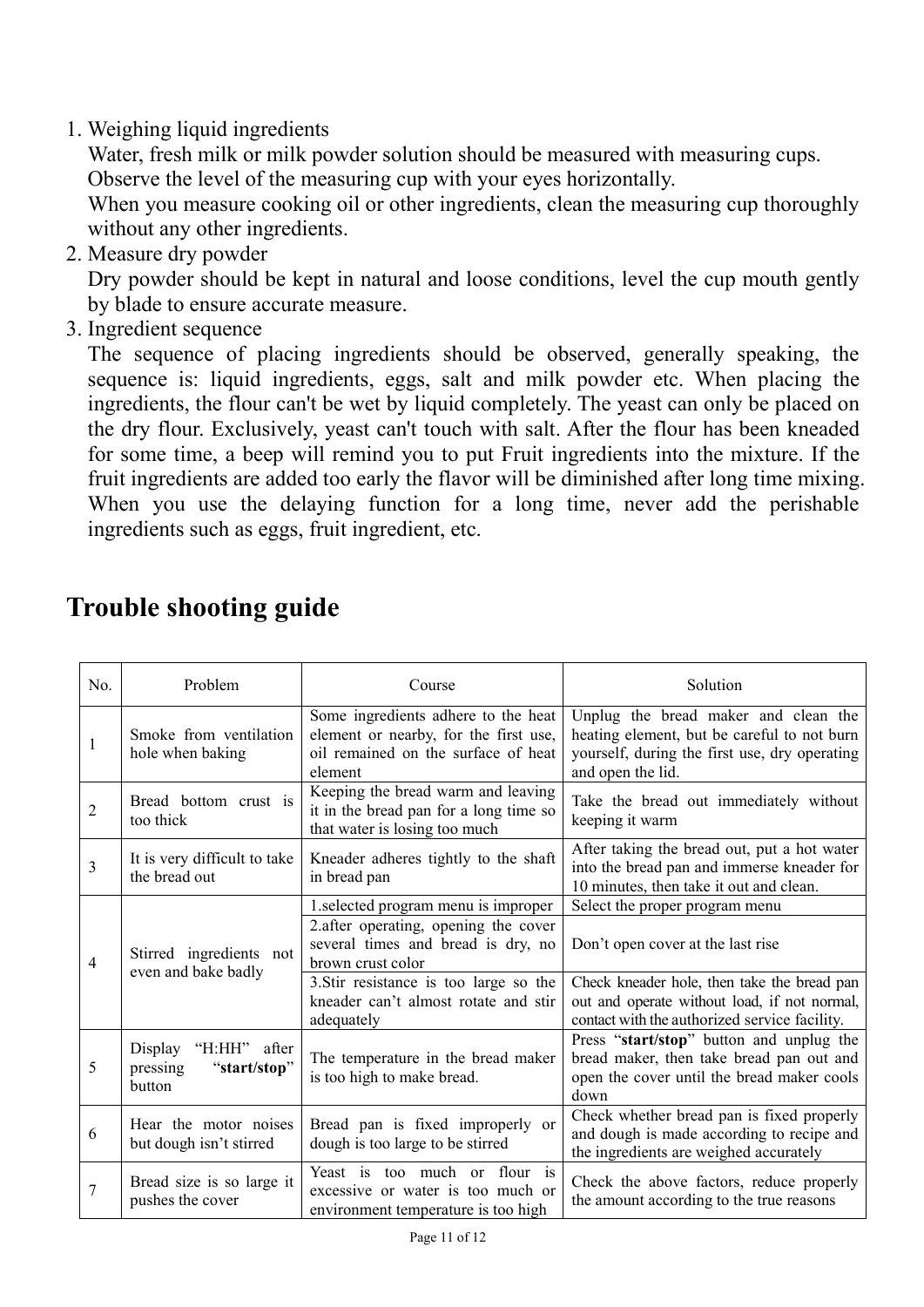1. Weighing liquid ingredients
   Water, fresh milk or milk powder solution should be measured with measuring cups. Observe the level of the measuring cup with your eyes horizontally.
   When you measure cooking oil or other ingredients, clean the measuring cup thoroughly without any other ingredients.
2. Measure dry powder
   Dry powder should be kept in natural and loose conditions, level the cup mouth gently by blade to ensure accurate measure.
3. Ingredient sequence
   The sequence of placing ingredients should be observed, generally speaking, the sequence is: liquid ingredients, eggs, salt and milk powder etc. When placing the ingredients, the flour can't be wet by liquid completely. The yeast can only be placed on the dry flour. Exclusively, yeast can't touch with salt. After the flour has been kneaded for some time, a beep will remind you to put Fruit ingredients into the mixture. If the fruit ingredients are added too early the flavor will be diminished after long time mixing. When you use the delaying function for a long time, never add the perishable ingredients such as eggs, fruit ingredient, etc.

# Trouble shooting guide

| No. | Problem | Course | Solution |
|---|---|---|---|
| 1 | Smoke from ventilation hole when baking | Some ingredients adhere to the heat element or nearby, for the first use, oil remained on the surface of heat element | Unplug the bread maker and clean the heating element, but be careful to not burn yourself, during the first use, dry operating and open the lid. |
| 2 | Bread bottom crust is too thick | Keeping the bread warm and leaving it in the bread pan for a long time so that water is losing too much | Take the bread out immediately without keeping it warm |
| 3 | It is very difficult to take the bread out | Kneader adheres tightly to the shaft in bread pan | After taking the bread out, put a hot water into the bread pan and immerse kneader for 10 minutes, then take it out and clean. |
| 4 | Stirred ingredients not even and bake badly | 1.selected program menu is improper | Select the proper program menu |
| | | 2.after operating, opening the cover several times and bread is dry, no brown crust color | Don't open cover at the last rise |
| | | 3.Stir resistance is too large so the kneader can't almost rotate and stir adequately | Check kneader hole, then take the bread pan out and operate without load, if not normal, contact with the authorized service facility. |
| 5 | Display "H:HH" after pressing "**start/stop**" button | The temperature in the bread maker is too high to make bread. | Press "**start/stop**" button and unplug the bread maker, then take bread pan out and open the cover until the bread maker cools down |
| 6 | Hear the motor noises but dough isn't stirred | Bread pan is fixed improperly or dough is too large to be stirred | Check whether bread pan is fixed properly and dough is made according to recipe and the ingredients are weighed accurately |
| 7 | Bread size is so large it pushes the cover | Yeast is too much or flour is excessive or water is too much or environment temperature is too high | Check the above factors, reduce properly the amount according to the true reasons |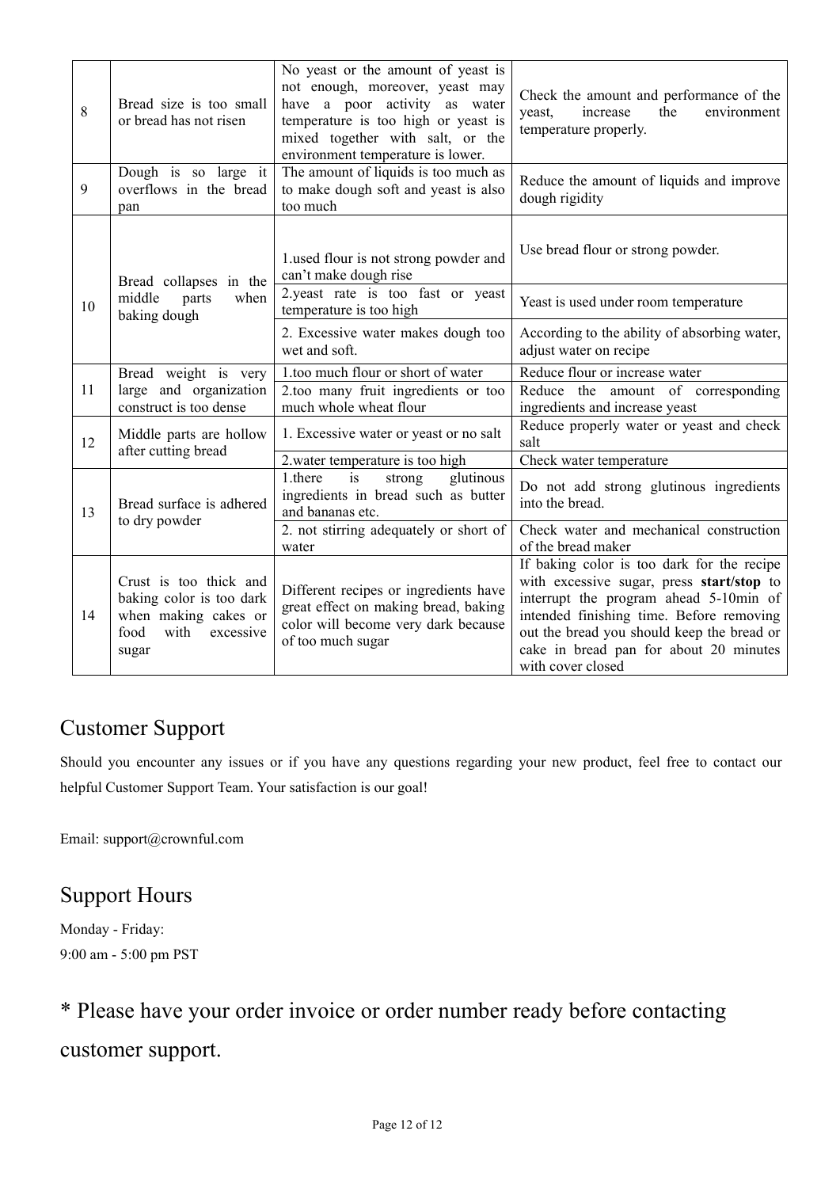| | | | |
|---|---|---|---|
| 8 | Bread size is too small or bread has not risen | No yeast or the amount of yeast is not enough, moreover, yeast may have a poor activity as water temperature is too high or yeast is mixed together with salt, or the environment temperature is lower. | Check the amount and performance of the yeast, increase the environment temperature properly. |
| 9 | Dough is so large it overflows in the bread pan | The amount of liquids is too much as to make dough soft and yeast is also too much | Reduce the amount of liquids and improve dough rigidity |
| 10 | Bread collapses in the middle parts when baking dough | 1.used flour is not strong powder and can't make dough rise | Use bread flour or strong powder. |
| | | 2.yeast rate is too fast or yeast temperature is too high | Yeast is used under room temperature |
| | | 2. Excessive water makes dough too wet and soft. | According to the ability of absorbing water, adjust water on recipe |
| 11 | Bread weight is very large and organization construct is too dense | 1.too much flour or short of water | Reduce flour or increase water |
| | | 2.too many fruit ingredients or too much whole wheat flour | Reduce the amount of corresponding ingredients and increase yeast |
| 12 | Middle parts are hollow after cutting bread | 1. Excessive water or yeast or no salt | Reduce properly water or yeast and check salt |
| | | 2.water temperature is too high | Check water temperature |
| 13 | Bread surface is adhered to dry powder | 1.there is strong glutinous ingredients in bread such as butter and bananas etc. | Do not add strong glutinous ingredients into the bread. |
| | | 2. not stirring adequately or short of water | Check water and mechanical construction of the bread maker |
| 14 | Crust is too thick and baking color is too dark when making cakes or food with excessive sugar | Different recipes or ingredients have great effect on making bread, baking color will become very dark because of too much sugar | If baking color is too dark for the recipe with excessive sugar, press **start/stop** to interrupt the program ahead 5-10min of intended finishing time. Before removing out the bread you should keep the bread or cake in bread pan for about 20 minutes with cover closed |

## Customer Support

Should you encounter any issues or if you have any questions regarding your new product, feel free to contact our helpful Customer Support Team. Your satisfaction is our goal!

Email: support@crownful.com

## Support Hours

Monday - Friday:
9:00 am - 5:00 pm PST

### * Please have your order invoice or order number ready before contacting customer support.